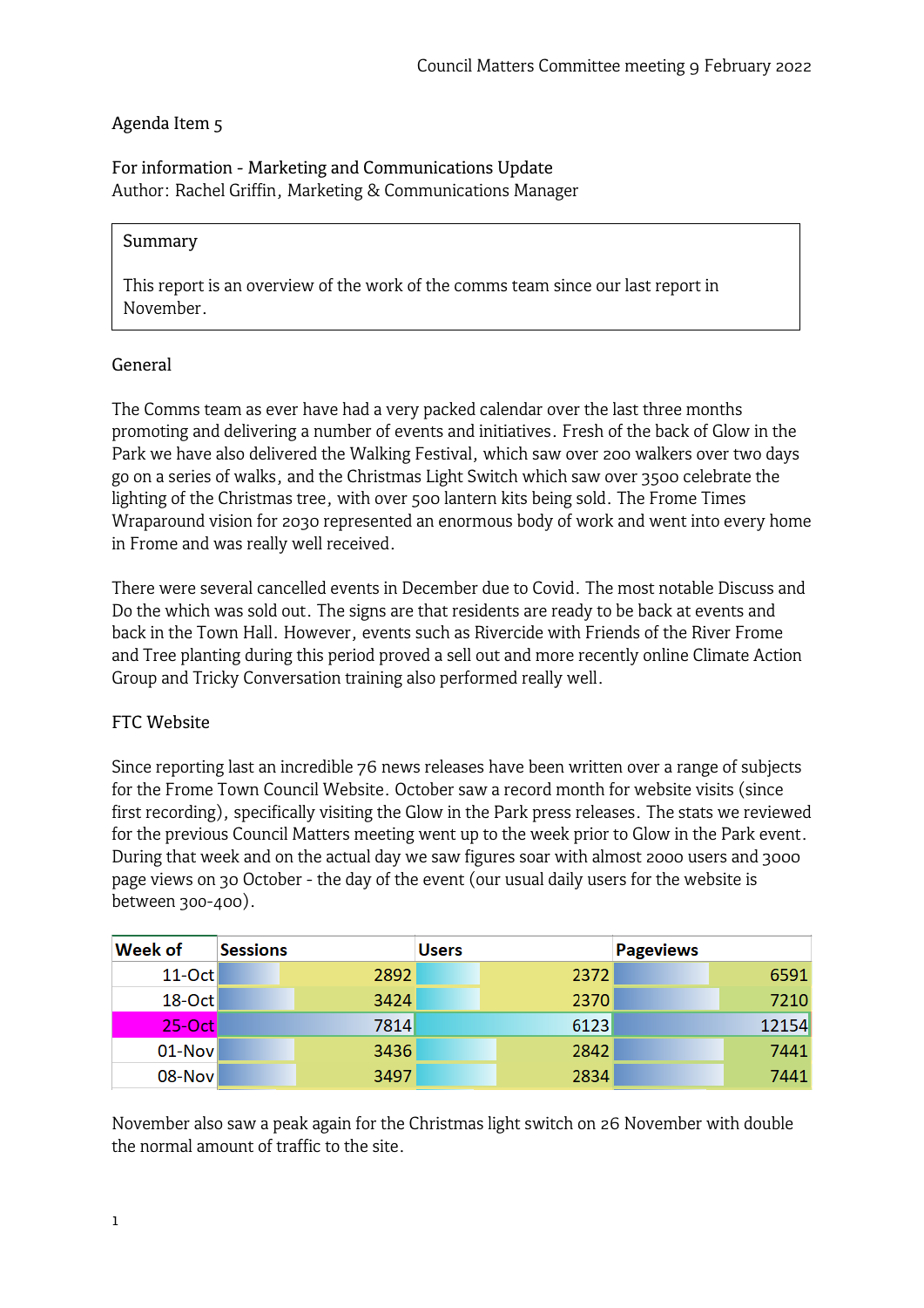Agenda Item 5

For information - Marketing and Communications Update
Author: Rachel Griffin, Marketing & Communications Manager

> Summary
>
> This report is an overview of the work of the comms team since our last report in November.

## General

The Comms team as ever have had a very packed calendar over the last three months promoting and delivering a number of events and initiatives. Fresh of the back of Glow in the Park we have also delivered the Walking Festival, which saw over 200 walkers over two days go on a series of walks, and the Christmas Light Switch which saw over 3500 celebrate the lighting of the Christmas tree, with over 500 lantern kits being sold. The Frome Times Wraparound vision for 2030 represented an enormous body of work and went into every home in Frome and was really well received.

There were several cancelled events in December due to Covid. The most notable Discuss and Do the which was sold out. The signs are that residents are ready to be back at events and back in the Town Hall. However, events such as Rivercide with Friends of the River Frome and Tree planting during this period proved a sell out and more recently online Climate Action Group and Tricky Conversation training also performed really well.

## FTC Website

Since reporting last an incredible 76 news releases have been written over a range of subjects for the Frome Town Council Website. October saw a record month for website visits (since first recording), specifically visiting the Glow in the Park press releases. The stats we reviewed for the previous Council Matters meeting went up to the week prior to Glow in the Park event. During that week and on the actual day we saw figures soar with almost 2000 users and 3000 page views on 30 October - the day of the event (our usual daily users for the website is between 300-400).

| Week of | Sessions | Users | Pageviews |
|---|---|---|---|
| 11-Oct | 2892 | 2372 | 6591 |
| 18-Oct | 3424 | 2370 | 7210 |
| 25-Oct | 7814 | 6123 | 12154 |
| 01-Nov | 3436 | 2842 | 7441 |
| 08-Nov | 3497 | 2834 | 7441 |

November also saw a peak again for the Christmas light switch on 26 November with double the normal amount of traffic to the site.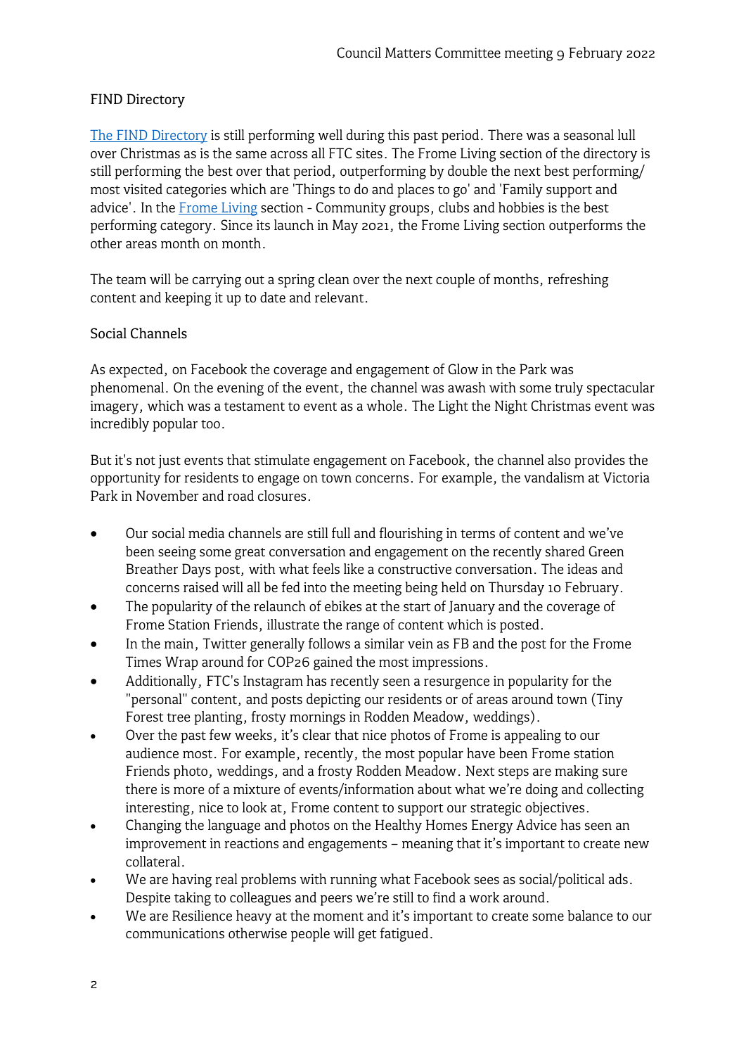## FIND Directory

[The FIND Directory] is still performing well during this past period. There was a seasonal lull over Christmas as is the same across all FTC sites. The Frome Living section of the directory is still performing the best over that period, outperforming by double the next best performing/ most visited categories which are 'Things to do and places to go' and 'Family support and advice'. In the [Frome Living] section - Community groups, clubs and hobbies is the best performing category. Since its launch in May 2021, the Frome Living section outperforms the other areas month on month.

The team will be carrying out a spring clean over the next couple of months, refreshing content and keeping it up to date and relevant.

## Social Channels

As expected, on Facebook the coverage and engagement of Glow in the Park was phenomenal. On the evening of the event, the channel was awash with some truly spectacular imagery, which was a testament to event as a whole. The Light the Night Christmas event was incredibly popular too.

But it's not just events that stimulate engagement on Facebook, the channel also provides the opportunity for residents to engage on town concerns. For example, the vandalism at Victoria Park in November and road closures.

- Our social media channels are still full and flourishing in terms of content and we've been seeing some great conversation and engagement on the recently shared Green Breather Days post, with what feels like a constructive conversation. The ideas and concerns raised will all be fed into the meeting being held on Thursday 10 February.
- The popularity of the relaunch of ebikes at the start of January and the coverage of Frome Station Friends, illustrate the range of content which is posted.
- In the main, Twitter generally follows a similar vein as FB and the post for the Frome Times Wrap around for COP26 gained the most impressions.
- Additionally, FTC's Instagram has recently seen a resurgence in popularity for the "personal" content, and posts depicting our residents or of areas around town (Tiny Forest tree planting, frosty mornings in Rodden Meadow, weddings).
- Over the past few weeks, it's clear that nice photos of Frome is appealing to our audience most. For example, recently, the most popular have been Frome station Friends photo, weddings, and a frosty Rodden Meadow. Next steps are making sure there is more of a mixture of events/information about what we're doing and collecting interesting, nice to look at, Frome content to support our strategic objectives.
- Changing the language and photos on the Healthy Homes Energy Advice has seen an improvement in reactions and engagements – meaning that it's important to create new collateral.
- We are having real problems with running what Facebook sees as social/political ads. Despite taking to colleagues and peers we're still to find a work around.
- We are Resilience heavy at the moment and it's important to create some balance to our communications otherwise people will get fatigued.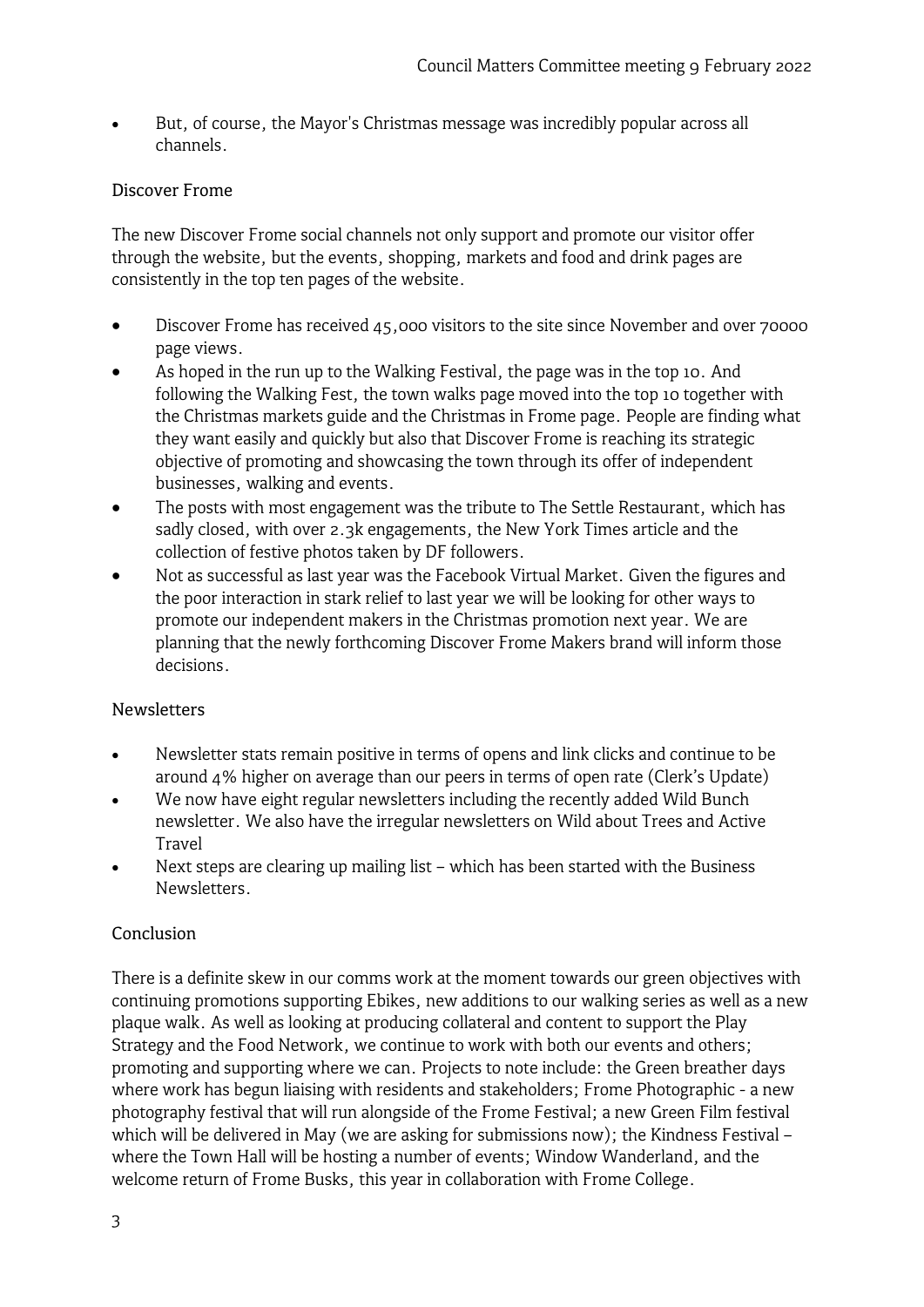- But, of course, the Mayor's Christmas message was incredibly popular across all channels.

## Discover Frome

The new Discover Frome social channels not only support and promote our visitor offer through the website, but the events, shopping, markets and food and drink pages are consistently in the top ten pages of the website.

- Discover Frome has received 45,000 visitors to the site since November and over 70000 page views.
- As hoped in the run up to the Walking Festival, the page was in the top 10. And following the Walking Fest, the town walks page moved into the top 10 together with the Christmas markets guide and the Christmas in Frome page. People are finding what they want easily and quickly but also that Discover Frome is reaching its strategic objective of promoting and showcasing the town through its offer of independent businesses, walking and events.
- The posts with most engagement was the tribute to The Settle Restaurant, which has sadly closed, with over 2.3k engagements, the New York Times article and the collection of festive photos taken by DF followers.
- Not as successful as last year was the Facebook Virtual Market. Given the figures and the poor interaction in stark relief to last year we will be looking for other ways to promote our independent makers in the Christmas promotion next year. We are planning that the newly forthcoming Discover Frome Makers brand will inform those decisions.

## Newsletters

- Newsletter stats remain positive in terms of opens and link clicks and continue to be around 4% higher on average than our peers in terms of open rate (Clerk's Update)
- We now have eight regular newsletters including the recently added Wild Bunch newsletter. We also have the irregular newsletters on Wild about Trees and Active Travel
- Next steps are clearing up mailing list – which has been started with the Business Newsletters.

## Conclusion

There is a definite skew in our comms work at the moment towards our green objectives with continuing promotions supporting Ebikes, new additions to our walking series as well as a new plaque walk. As well as looking at producing collateral and content to support the Play Strategy and the Food Network, we continue to work with both our events and others; promoting and supporting where we can. Projects to note include: the Green breather days where work has begun liaising with residents and stakeholders; Frome Photographic - a new photography festival that will run alongside of the Frome Festival; a new Green Film festival which will be delivered in May (we are asking for submissions now); the Kindness Festival – where the Town Hall will be hosting a number of events; Window Wanderland, and the welcome return of Frome Busks, this year in collaboration with Frome College.